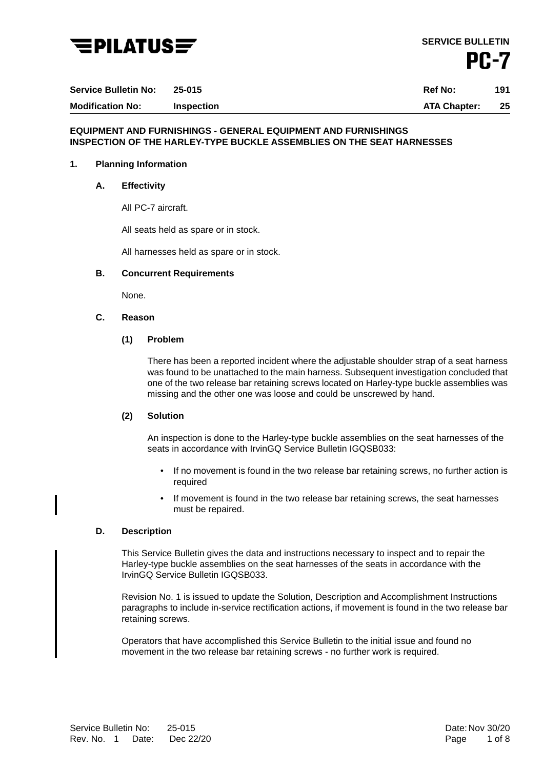**SERVICE BULLETIN**

**PC-7**

| | | | |
|---|---|---|---|
| **Service Bulletin No:** | **25-015** | **Ref No:** | **191** |
| **Modification No:** | **Inspection** | **ATA Chapter:** | **25** |

**EQUIPMENT AND FURNISHINGS - GENERAL EQUIPMENT AND FURNISHINGS**
**INSPECTION OF THE HARLEY-TYPE BUCKLE ASSEMBLIES ON THE SEAT HARNESSES**

## 1. Planning Information

### A. Effectivity

All PC-7 aircraft.

All seats held as spare or in stock.

All harnesses held as spare or in stock.

### B. Concurrent Requirements

None.

### C. Reason

#### (1) Problem

There has been a reported incident where the adjustable shoulder strap of a seat harness was found to be unattached to the main harness. Subsequent investigation concluded that one of the two release bar retaining screws located on Harley-type buckle assemblies was missing and the other one was loose and could be unscrewed by hand.

#### (2) Solution

An inspection is done to the Harley-type buckle assemblies on the seat harnesses of the seats in accordance with IrvinGQ Service Bulletin IGQSB033:

- If no movement is found in the two release bar retaining screws, no further action is required
- If movement is found in the two release bar retaining screws, the seat harnesses must be repaired.

### D. Description

This Service Bulletin gives the data and instructions necessary to inspect and to repair the Harley-type buckle assemblies on the seat harnesses of the seats in accordance with the IrvinGQ Service Bulletin IGQSB033.

Revision No. 1 is issued to update the Solution, Description and Accomplishment Instructions paragraphs to include in-service rectification actions, if movement is found in the two release bar retaining screws.

Operators that have accomplished this Service Bulletin to the initial issue and found no movement in the two release bar retaining screws - no further work is required.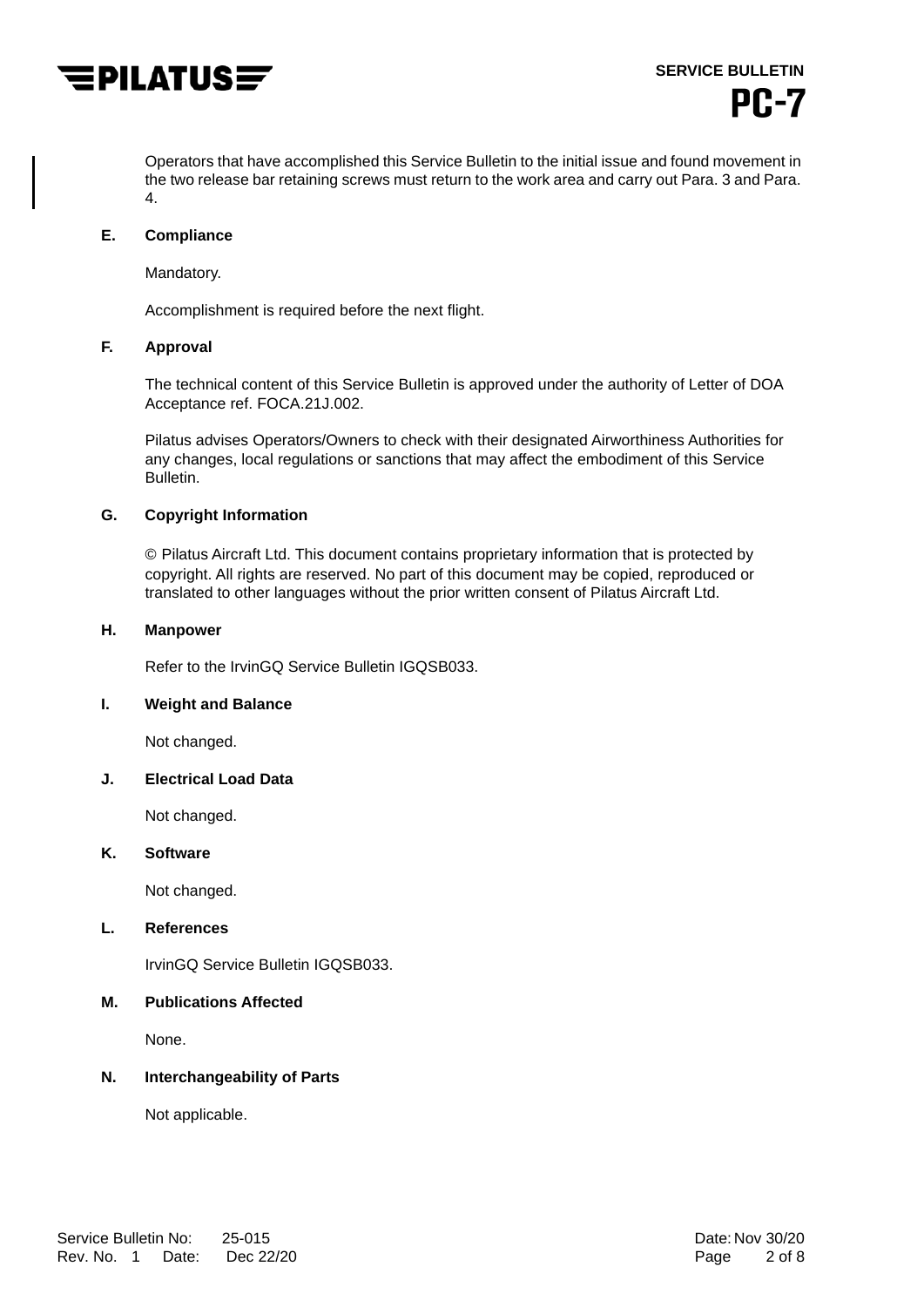Operators that have accomplished this Service Bulletin to the initial issue and found movement in the two release bar retaining screws must return to the work area and carry out Para. 3 and Para. 4.

**E. Compliance**

Mandatory.

Accomplishment is required before the next flight.

**F. Approval**

The technical content of this Service Bulletin is approved under the authority of Letter of DOA Acceptance ref. FOCA.21J.002.

Pilatus advises Operators/Owners to check with their designated Airworthiness Authorities for any changes, local regulations or sanctions that may affect the embodiment of this Service Bulletin.

**G. Copyright Information**

© Pilatus Aircraft Ltd. This document contains proprietary information that is protected by copyright. All rights are reserved. No part of this document may be copied, reproduced or translated to other languages without the prior written consent of Pilatus Aircraft Ltd.

**H. Manpower**

Refer to the IrvinGQ Service Bulletin IGQSB033.

**I. Weight and Balance**

Not changed.

**J. Electrical Load Data**

Not changed.

**K. Software**

Not changed.

**L. References**

IrvinGQ Service Bulletin IGQSB033.

**M. Publications Affected**

None.

**N. Interchangeability of Parts**

Not applicable.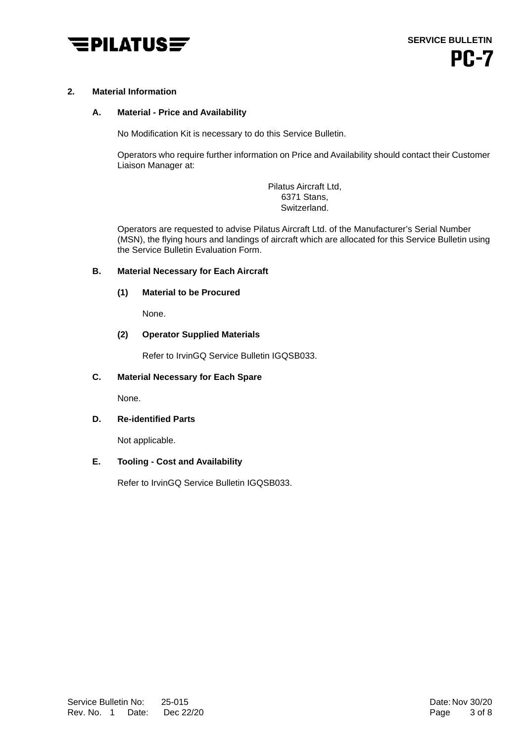## 2. Material Information

### A. Material - Price and Availability

No Modification Kit is necessary to do this Service Bulletin.

Operators who require further information on Price and Availability should contact their Customer Liaison Manager at:

Pilatus Aircraft Ltd,
6371 Stans,
Switzerland.

Operators are requested to advise Pilatus Aircraft Ltd. of the Manufacturer's Serial Number (MSN), the flying hours and landings of aircraft which are allocated for this Service Bulletin using the Service Bulletin Evaluation Form.

### B. Material Necessary for Each Aircraft

#### (1) Material to be Procured

None.

#### (2) Operator Supplied Materials

Refer to IrvinGQ Service Bulletin IGQSB033.

### C. Material Necessary for Each Spare

None.

### D. Re-identified Parts

Not applicable.

### E. Tooling - Cost and Availability

Refer to IrvinGQ Service Bulletin IGQSB033.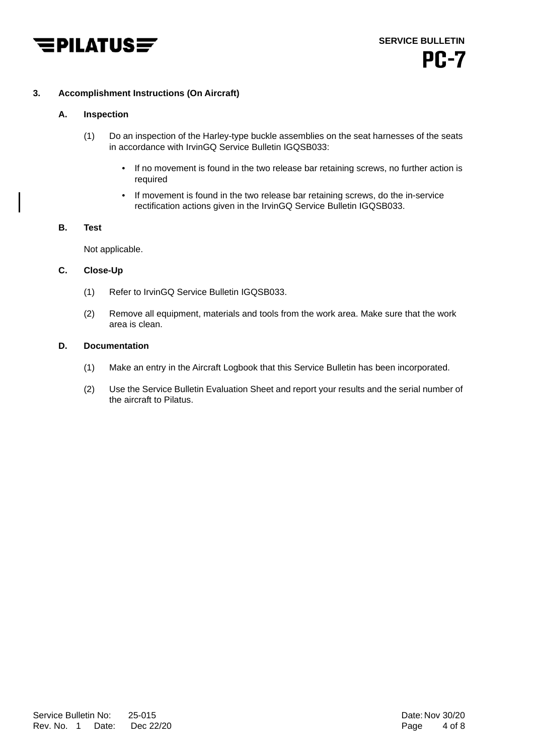## 3. Accomplishment Instructions (On Aircraft)

### A. Inspection

(1) Do an inspection of the Harley-type buckle assemblies on the seat harnesses of the seats in accordance with IrvinGQ Service Bulletin IGQSB033:

- If no movement is found in the two release bar retaining screws, no further action is required
- If movement is found in the two release bar retaining screws, do the in-service rectification actions given in the IrvinGQ Service Bulletin IGQSB033.

### B. Test

Not applicable.

### C. Close-Up

(1) Refer to IrvinGQ Service Bulletin IGQSB033.

(2) Remove all equipment, materials and tools from the work area. Make sure that the work area is clean.

### D. Documentation

(1) Make an entry in the Aircraft Logbook that this Service Bulletin has been incorporated.

(2) Use the Service Bulletin Evaluation Sheet and report your results and the serial number of the aircraft to Pilatus.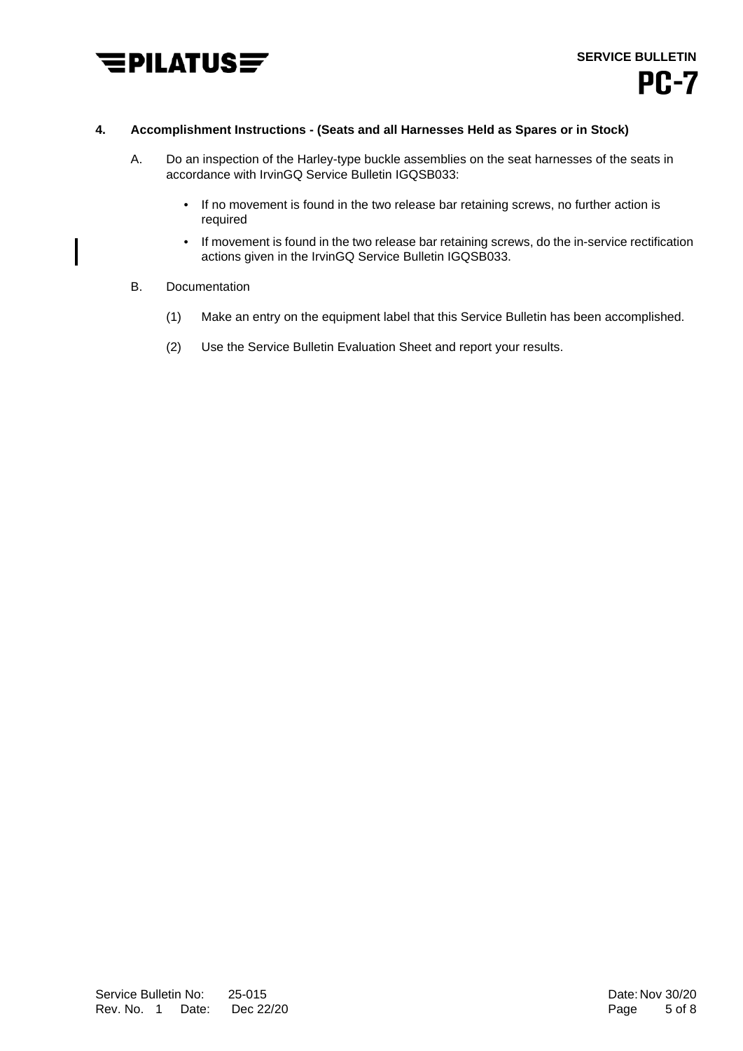## 4. Accomplishment Instructions - (Seats and all Harnesses Held as Spares or in Stock)

A. Do an inspection of the Harley-type buckle assemblies on the seat harnesses of the seats in accordance with IrvinGQ Service Bulletin IGQSB033:

- If no movement is found in the two release bar retaining screws, no further action is required
- If movement is found in the two release bar retaining screws, do the in-service rectification actions given in the IrvinGQ Service Bulletin IGQSB033.

B. Documentation

(1) Make an entry on the equipment label that this Service Bulletin has been accomplished.

(2) Use the Service Bulletin Evaluation Sheet and report your results.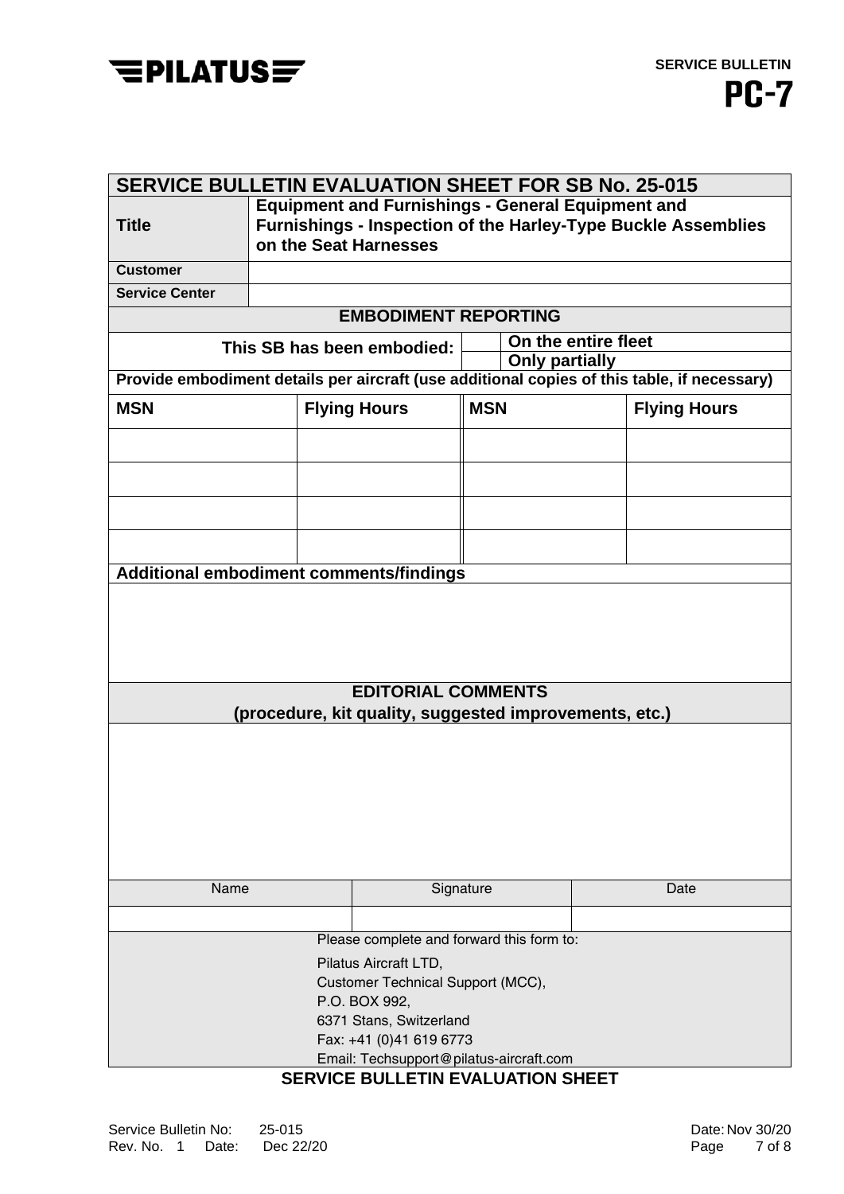| SERVICE BULLETIN EVALUATION SHEET FOR SB No. 25-015 | | | |
|---|---|---|---|
| **Title** | **Equipment and Furnishings - General Equipment and Furnishings - Inspection of the Harley-Type Buckle Assemblies on the Seat Harnesses** | | |
| **Customer** | | | |
| **Service Center** | | | |
| **EMBODIMENT REPORTING** | | | |
| **This SB has been embodied:** | ☐ **On the entire fleet** | | |
| | ☐ **Only partially** | | |
| **Provide embodiment details per aircraft (use additional copies of this table, if necessary)** | | | |
| **MSN** | **Flying Hours** | **MSN** | **Flying Hours** |
| | | | |
| | | | |
| | | | |
| | | | |
| **Additional embodiment comments/findings** | | | |
| | | | |
| **EDITORIAL COMMENTS (procedure, kit quality, suggested improvements, etc.)** | | | |
| | | | |

| Name | Signature | Date |
|---|---|---|
| | | |

Please complete and forward this form to:

Pilatus Aircraft LTD,
Customer Technical Support (MCC),
P.O. BOX 992,
6371 Stans, Switzerland
Fax: +41 (0)41 619 6773
Email: Techsupport@pilatus-aircraft.com

**SERVICE BULLETIN EVALUATION SHEET**